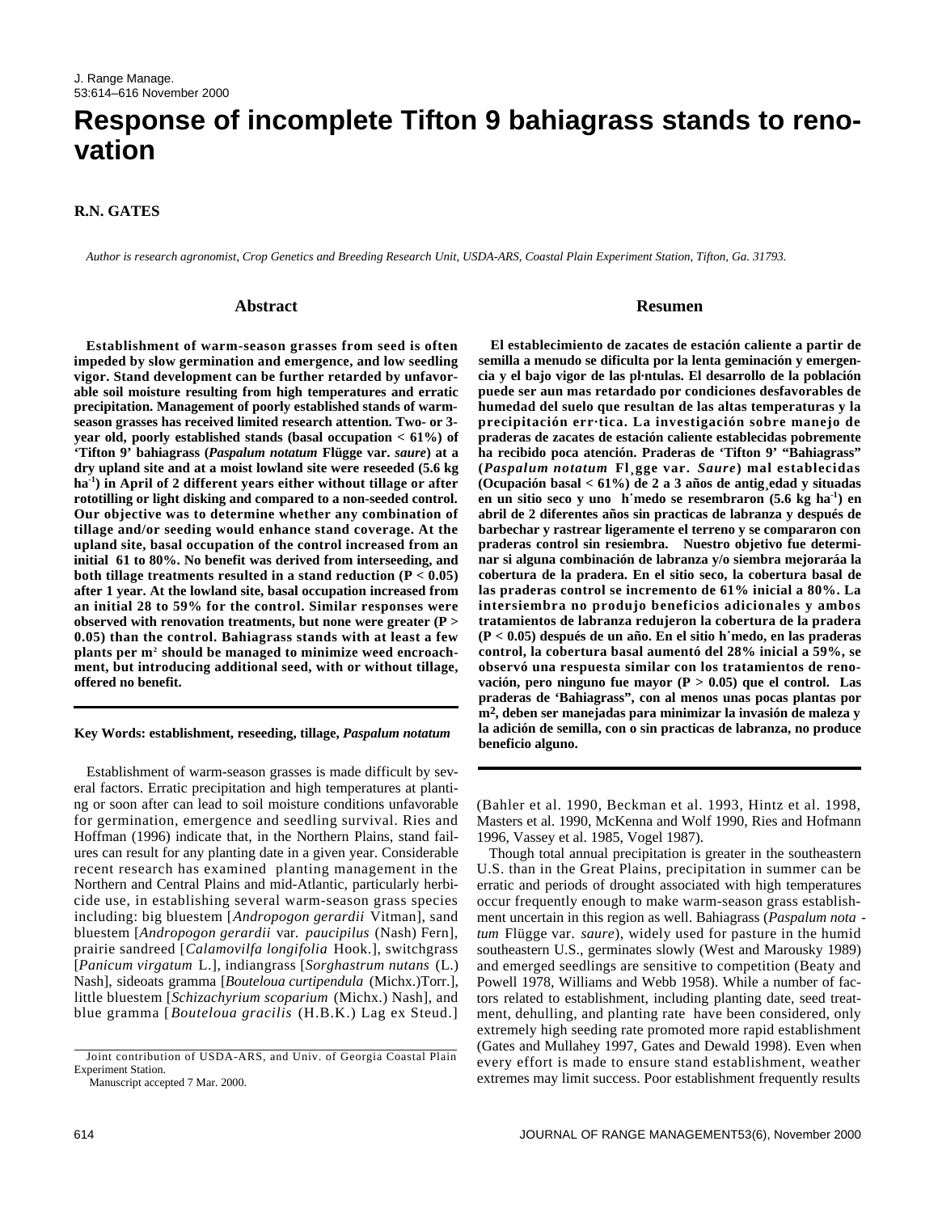# Response of incomplete Tifton 9 bahiagrass stands to renovation

**R.N. GATES**

*Author is research agronomist, Crop Genetics and Breeding Research Unit, USDA-ARS, Coastal Plain Experiment Station, Tifton, Ga. 31793.*

## Abstract

**Establishment of warm-season grasses from seed is often impeded by slow germination and emergence, and low seedling vigor. Stand development can be further retarded by unfavorable soil moisture resulting from high temperatures and erratic precipitation. Management of poorly established stands of warm-season grasses has received limited research attention. Two- or 3-year old, poorly established stands (basal occupation < 61%) of 'Tifton 9' bahiagrass (*Paspalum notatum* Flügge var. *saure*) at a dry upland site and at a moist lowland site were reseeded (5.6 kg ha$^{-1}$) in April of 2 different years either without tillage or after rototilling or light disking and compared to a non-seeded control. Our objective was to determine whether any combination of tillage and/or seeding would enhance stand coverage. At the upland site, basal occupation of the control increased from an initial 61 to 80%. No benefit was derived from interseeding, and both tillage treatments resulted in a stand reduction ($P < 0.05$) after 1 year. At the lowland site, basal occupation increased from an initial 28 to 59% for the control. Similar responses were observed with renovation treatments, but none were greater ($P > 0.05$) than the control. Bahiagrass stands with at least a few plants per m$^2$ should be managed to minimize weed encroachment, but introducing additional seed, with or without tillage, offered no benefit.**

## Resumen

**El establecimiento de zacates de estación caliente a partir de semilla a menudo se dificulta por la lenta geminación y emergencia y el bajo vigor de las pl·ntulas. El desarrollo de la población puede ser aun mas retardado por condiciones desfavorables de humedad del suelo que resultan de las altas temperaturas y la precipitación err·tica. La investigación sobre manejo de praderas de zacates de estación caliente establecidas pobremente ha recibido poca atención. Praderas de 'Tifton 9' "Bahiagrass" (*Paspalum notatum* Fl¸gge var. *Saure*) mal establecidas (Ocupación basal < 61%) de 2 a 3 años de antig¸edad y situadas en un sitio seco y uno h˙medo se resembraron (5.6 kg ha$^{-1}$) en abril de 2 diferentes años sin practicas de labranza y después de barbechar y rastrear ligeramente el terreno y se compararon con praderas control sin resiembra. Nuestro objetivo fue determinar si alguna combinación de labranza y/o siembra mejoraráa la cobertura de la pradera. En el sitio seco, la cobertura basal de las praderas control se incremento de 61% inicial a 80%. La intersiembra no produjo beneficios adicionales y ambos tratamientos de labranza redujeron la cobertura de la pradera ($P < 0.05$) después de un año. En el sitio h˙medo, en las praderas control, la cobertura basal aumentó del 28% inicial a 59%, se observó una respuesta similar con los tratamientos de renovación, pero ninguno fue mayor ($P > 0.05$) que el control. Las praderas de 'Bahiagrass", con al menos unas pocas plantas por m$^2$, deben ser manejadas para minimizar la invasión de maleza y la adición de semilla, con o sin practicas de labranza, no produce beneficio alguno.**

**Key Words: establishment, reseeding, tillage, *Paspalum notatum***

Establishment of warm-season grasses is made difficult by several factors. Erratic precipitation and high temperatures at planting or soon after can lead to soil moisture conditions unfavorable for germination, emergence and seedling survival. Ries and Hoffman (1996) indicate that, in the Northern Plains, stand failures can result for any planting date in a given year. Considerable recent research has examined planting management in the Northern and Central Plains and mid-Atlantic, particularly herbicide use, in establishing several warm-season grass species including: big bluestem [*Andropogon gerardii* Vitman], sand bluestem [*Andropogon gerardii* var. *paucipilus* (Nash) Fern], prairie sandreed [*Calamovilfa longifolia* Hook.], switchgrass [*Panicum virgatum* L.], indiangrass [*Sorghastrum nutans* (L.) Nash], sideoats gramma [*Bouteloua curtipendula* (Michx.)Torr.], little bluestem [*Schizachyrium scoparium* (Michx.) Nash], and blue gramma [*Bouteloua gracilis* (H.B.K.) Lag ex Steud.] (Bahler et al. 1990, Beckman et al. 1993, Hintz et al. 1998, Masters et al. 1990, McKenna and Wolf 1990, Ries and Hofmann 1996, Vassey et al. 1985, Vogel 1987).

Though total annual precipitation is greater in the southeastern U.S. than in the Great Plains, precipitation in summer can be erratic and periods of drought associated with high temperatures occur frequently enough to make warm-season grass establishment uncertain in this region as well. Bahiagrass (*Paspalum notatum* Flügge var. *saure*), widely used for pasture in the humid southeastern U.S., germinates slowly (West and Marousky 1989) and emerged seedlings are sensitive to competition (Beaty and Powell 1978, Williams and Webb 1958). While a number of factors related to establishment, including planting date, seed treatment, dehulling, and planting rate have been considered, only extremely high seeding rate promoted more rapid establishment (Gates and Mullahey 1997, Gates and Dewald 1998). Even when every effort is made to ensure stand establishment, weather extremes may limit success. Poor establishment frequently results

Joint contribution of USDA-ARS, and Univ. of Georgia Coastal Plain Experiment Station.

Manuscript accepted 7 Mar. 2000.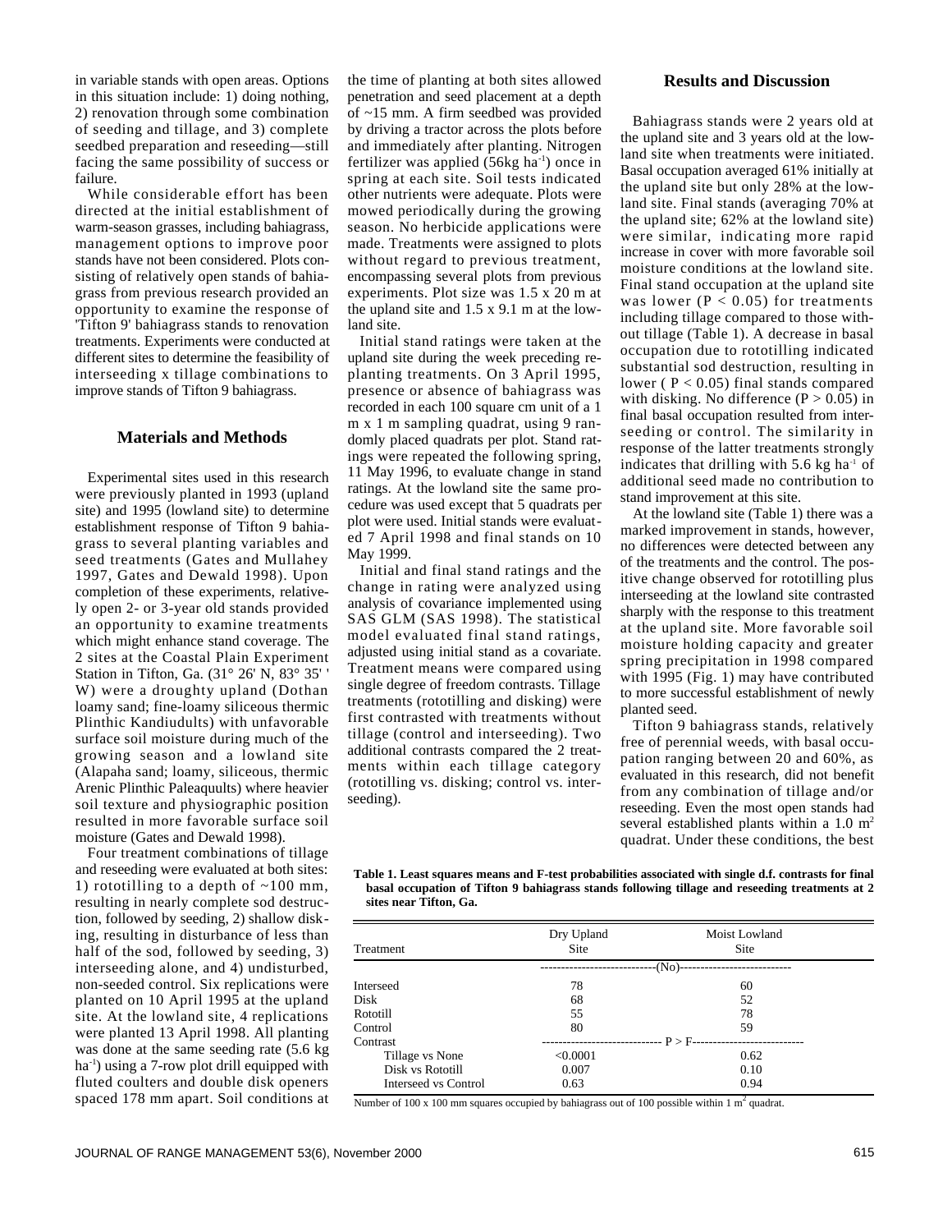in variable stands with open areas. Options in this situation include: 1) doing nothing, 2) renovation through some combination of seeding and tillage, and 3) complete seedbed preparation and reseeding—still facing the same possibility of success or failure.

While considerable effort has been directed at the initial establishment of warm-season grasses, including bahiagrass, management options to improve poor stands have not been considered. Plots consisting of relatively open stands of bahiagrass from previous research provided an opportunity to examine the response of 'Tifton 9' bahiagrass stands to renovation treatments. Experiments were conducted at different sites to determine the feasibility of interseeding x tillage combinations to improve stands of Tifton 9 bahiagrass.

## Materials and Methods

Experimental sites used in this research were previously planted in 1993 (upland site) and 1995 (lowland site) to determine establishment response of Tifton 9 bahiagrass to several planting variables and seed treatments (Gates and Mullahey 1997, Gates and Dewald 1998). Upon completion of these experiments, relatively open 2- or 3-year old stands provided an opportunity to examine treatments which might enhance stand coverage. The 2 sites at the Coastal Plain Experiment Station in Tifton, Ga. (31° 26' N, 83° 35' ' W) were a droughty upland (Dothan loamy sand; fine-loamy siliceous thermic Plinthic Kandiudults) with unfavorable surface soil moisture during much of the growing season and a lowland site (Alapaha sand; loamy, siliceous, thermic Arenic Plinthic Paleaquults) where heavier soil texture and physiographic position resulted in more favorable surface soil moisture (Gates and Dewald 1998).

Four treatment combinations of tillage and reseeding were evaluated at both sites: 1) rototilling to a depth of ~100 mm, resulting in nearly complete sod destruction, followed by seeding, 2) shallow disking, resulting in disturbance of less than half of the sod, followed by seeding, 3) interseeding alone, and 4) undisturbed, non-seeded control. Six replications were planted on 10 April 1995 at the upland site. At the lowland site, 4 replications were planted 13 April 1998. All planting was done at the same seeding rate (5.6 kg ha$^{-1}$) using a 7-row plot drill equipped with fluted coulters and double disk openers spaced 178 mm apart. Soil conditions at the time of planting at both sites allowed penetration and seed placement at a depth of ~15 mm. A firm seedbed was provided by driving a tractor across the plots before and immediately after planting. Nitrogen fertilizer was applied (56kg ha$^{-1}$) once in spring at each site. Soil tests indicated other nutrients were adequate. Plots were mowed periodically during the growing season. No herbicide applications were made. Treatments were assigned to plots without regard to previous treatment, encompassing several plots from previous experiments. Plot size was 1.5 x 20 m at the upland site and 1.5 x 9.1 m at the lowland site.

Initial stand ratings were taken at the upland site during the week preceding replanting treatments. On 3 April 1995, presence or absence of bahiagrass was recorded in each 100 square cm unit of a 1 m x 1 m sampling quadrat, using 9 randomly placed quadrats per plot. Stand ratings were repeated the following spring, 11 May 1996, to evaluate change in stand ratings. At the lowland site the same procedure was used except that 5 quadrats per plot were used. Initial stands were evaluated 7 April 1998 and final stands on 10 May 1999.

Initial and final stand ratings and the change in rating were analyzed using analysis of covariance implemented using SAS GLM (SAS 1998). The statistical model evaluated final stand ratings, adjusted using initial stand as a covariate. Treatment means were compared using single degree of freedom contrasts. Tillage treatments (rototilling and disking) were first contrasted with treatments without tillage (control and interseeding). Two additional contrasts compared the 2 treatments within each tillage category (rototilling vs. disking; control vs. interseeding).

## Results and Discussion

Bahiagrass stands were 2 years old at the upland site and 3 years old at the lowland site when treatments were initiated. Basal occupation averaged 61% initially at the upland site but only 28% at the lowland site. Final stands (averaging 70% at the upland site; 62% at the lowland site) were similar, indicating more rapid increase in cover with more favorable soil moisture conditions at the lowland site. Final stand occupation at the upland site was lower ($P < 0.05$) for treatments including tillage compared to those without tillage (Table 1). A decrease in basal occupation due to rototilling indicated substantial sod destruction, resulting in lower ( $P < 0.05$) final stands compared with disking. No difference ($P > 0.05$) in final basal occupation resulted from interseeding or control. The similarity in response of the latter treatments strongly indicates that drilling with 5.6 kg ha$^{-1}$ of additional seed made no contribution to stand improvement at this site.

At the lowland site (Table 1) there was a marked improvement in stands, however, no differences were detected between any of the treatments and the control. The positive change observed for rototilling plus interseeding at the lowland site contrasted sharply with the response to this treatment at the upland site. More favorable soil moisture holding capacity and greater spring precipitation in 1998 compared with 1995 (Fig. 1) may have contributed to more successful establishment of newly planted seed.

Tifton 9 bahiagrass stands, relatively free of perennial weeds, with basal occupation ranging between 20 and 60%, as evaluated in this research, did not benefit from any combination of tillage and/or reseeding. Even the most open stands had several established plants within a 1.0 m$^2$ quadrat. Under these conditions, the best

**Table 1. Least squares means and F-test probabilities associated with single d.f. contrasts for final basal occupation of Tifton 9 bahiagrass stands following tillage and reseeding treatments at 2 sites near Tifton, Ga.**

| Treatment | Dry Upland Site | Moist Lowland Site |
|---|---|---|
| | (No) | |
| Interseed | 78 | 60 |
| Disk | 68 | 52 |
| Rototill | 55 | 78 |
| Control | 80 | 59 |
| Contrast | $P > F$ | |
| Tillage vs None | <0.0001 | 0.62 |
| Disk vs Rototill | 0.007 | 0.10 |
| Interseed vs Control | 0.63 | 0.94 |

Number of 100 x 100 mm squares occupied by bahiagrass out of 100 possible within 1 m$^2$ quadrat.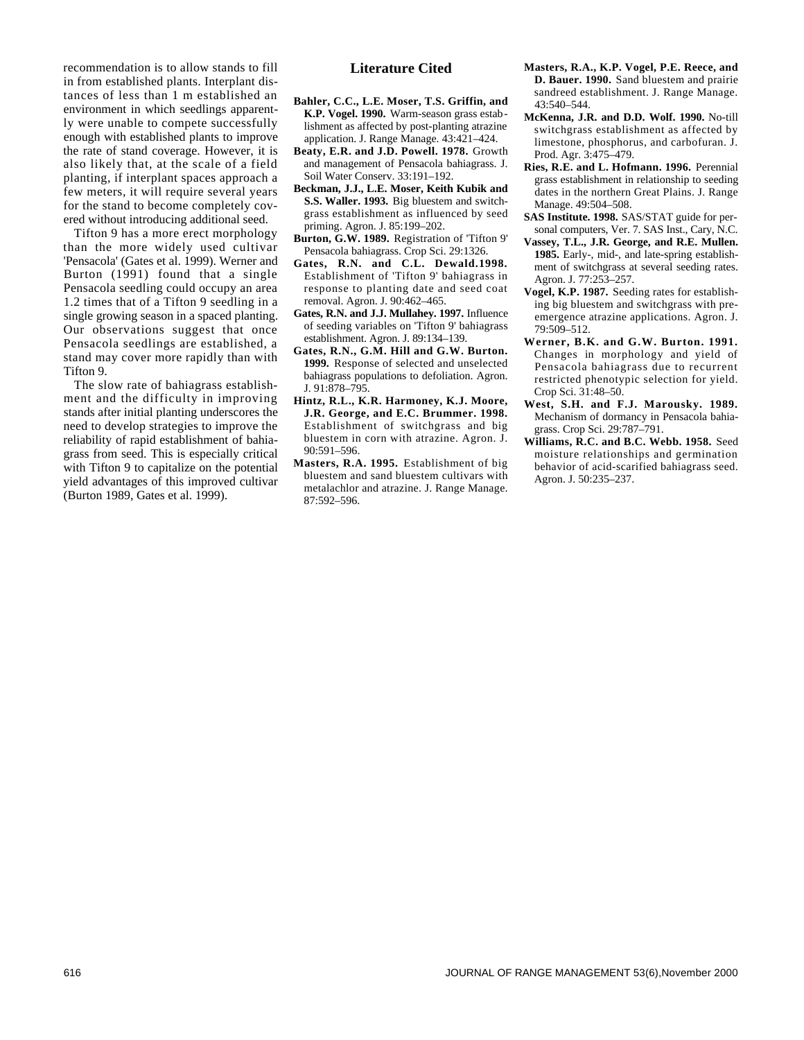recommendation is to allow stands to fill in from established plants. Interplant distances of less than 1 m established an environment in which seedlings apparently were unable to compete successfully enough with established plants to improve the rate of stand coverage. However, it is also likely that, at the scale of a field planting, if interplant spaces approach a few meters, it will require several years for the stand to become completely covered without introducing additional seed.

Tifton 9 has a more erect morphology than the more widely used cultivar 'Pensacola' (Gates et al. 1999). Werner and Burton (1991) found that a single Pensacola seedling could occupy an area 1.2 times that of a Tifton 9 seedling in a single growing season in a spaced planting. Our observations suggest that once Pensacola seedlings are established, a stand may cover more rapidly than with Tifton 9.

The slow rate of bahiagrass establishment and the difficulty in improving stands after initial planting underscores the need to develop strategies to improve the reliability of rapid establishment of bahiagrass from seed. This is especially critical with Tifton 9 to capitalize on the potential yield advantages of this improved cultivar (Burton 1989, Gates et al. 1999).

## Literature Cited

**Bahler, C.C., L.E. Moser, T.S. Griffin, and K.P. Vogel. 1990.** Warm-season grass establishment as affected by post-planting atrazine application. J. Range Manage. 43:421–424.

**Beaty, E.R. and J.D. Powell. 1978.** Growth and management of Pensacola bahiagrass. J. Soil Water Conserv. 33:191–192.

**Beckman, J.J., L.E. Moser, Keith Kubik and S.S. Waller. 1993.** Big bluestem and switchgrass establishment as influenced by seed priming. Agron. J. 85:199–202.

**Burton, G.W. 1989.** Registration of 'Tifton 9' Pensacola bahiagrass. Crop Sci. 29:1326.

**Gates, R.N. and C.L. Dewald.1998.** Establishment of 'Tifton 9' bahiagrass in response to planting date and seed coat removal. Agron. J. 90:462–465.

**Gates, R.N. and J.J. Mullahey. 1997.** Influence of seeding variables on 'Tifton 9' bahiagrass establishment. Agron. J. 89:134–139.

**Gates, R.N., G.M. Hill and G.W. Burton. 1999.** Response of selected and unselected bahiagrass populations to defoliation. Agron. J. 91:878–795.

**Hintz, R.L., K.R. Harmoney, K.J. Moore, J.R. George, and E.C. Brummer. 1998.** Establishment of switchgrass and big bluestem in corn with atrazine. Agron. J. 90:591–596.

**Masters, R.A. 1995.** Establishment of big bluestem and sand bluestem cultivars with metalachlor and atrazine. J. Range Manage. 87:592–596.

**Masters, R.A., K.P. Vogel, P.E. Reece, and D. Bauer. 1990.** Sand bluestem and prairie sandreed establishment. J. Range Manage. 43:540–544.

**McKenna, J.R. and D.D. Wolf. 1990.** No-till switchgrass establishment as affected by limestone, phosphorus, and carbofuran. J. Prod. Agr. 3:475–479.

**Ries, R.E. and L. Hofmann. 1996.** Perennial grass establishment in relationship to seeding dates in the northern Great Plains. J. Range Manage. 49:504–508.

**SAS Institute. 1998.** SAS/STAT guide for personal computers, Ver. 7. SAS Inst., Cary, N.C.

**Vassey, T.L., J.R. George, and R.E. Mullen. 1985.** Early-, mid-, and late-spring establishment of switchgrass at several seeding rates. Agron. J. 77:253–257.

**Vogel, K.P. 1987.** Seeding rates for establishing big bluestem and switchgrass with preemergence atrazine applications. Agron. J. 79:509–512.

**Werner, B.K. and G.W. Burton. 1991.** Changes in morphology and yield of Pensacola bahiagrass due to recurrent restricted phenotypic selection for yield. Crop Sci. 31:48–50.

**West, S.H. and F.J. Marousky. 1989.** Mechanism of dormancy in Pensacola bahiagrass. Crop Sci. 29:787–791.

**Williams, R.C. and B.C. Webb. 1958.** Seed moisture relationships and germination behavior of acid-scarified bahiagrass seed. Agron. J. 50:235–237.